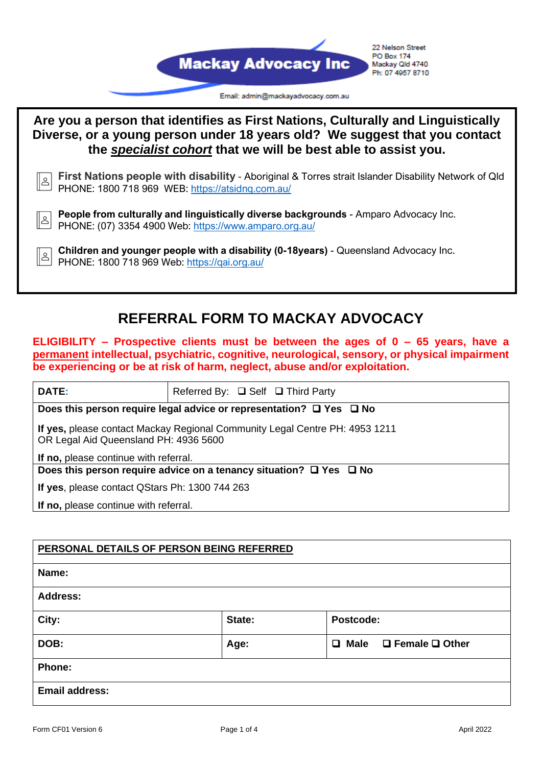# Mackay Advocacy Inc

22 Nelson Street
PO Box 174
Mackay Qld 4740
Ph: 07 4957 8710

Email: admin@mackayadvocacy.com.au

**Are you a person that identifies as First Nations, Culturally and Linguistically Diverse, or a young person under 18 years old? We suggest that you contact the *specialist cohort* that we will be best able to assist you.**

- **First Nations people with disability** - Aboriginal & Torres strait Islander Disability Network of Qld
  PHONE: 1800 718 969 WEB: https://atsidnq.com.au/

- **People from culturally and linguistically diverse backgrounds** - Amparo Advocacy Inc.
  PHONE: (07) 3354 4900 Web: https://www.amparo.org.au/

- **Children and younger people with a disability (0-18years)** - Queensland Advocacy Inc.
  PHONE: 1800 718 969 Web: https://qai.org.au/

## REFERRAL FORM TO MACKAY ADVOCACY

**ELIGIBILITY – Prospective clients must be between the ages of 0 – 65 years, have a permanent intellectual, psychiatric, cognitive, neurological, sensory, or physical impairment be experiencing or be at risk of harm, neglect, abuse and/or exploitation.**

| **DATE:** | Referred By: ❑ Self ❑ Third Party |
|---|---|
| **Does this person require legal advice or representation? ❑ Yes ❑ No** | |
| **If yes,** please contact Mackay Regional Community Legal Centre PH: 4953 1211 OR Legal Aid Queensland PH: 4936 5600 | |
| **If no,** please continue with referral. | |
| **Does this person require advice on a tenancy situation? ❑ Yes ❑ No** | |
| **If yes**, please contact QStars Ph: 1300 744 263 | |
| **If no,** please continue with referral. | |

| **PERSONAL DETAILS OF PERSON BEING REFERRED** | | |
|---|---|---|
| **Name:** | | |
| **Address:** | | |
| **City:** | **State:** | **Postcode:** |
| **DOB:** | **Age:** | ❑ **Male** ❑ **Female** ❑ **Other** |
| **Phone:** | | |
| **Email address:** | | |

Form CF01 Version 6 | April 2022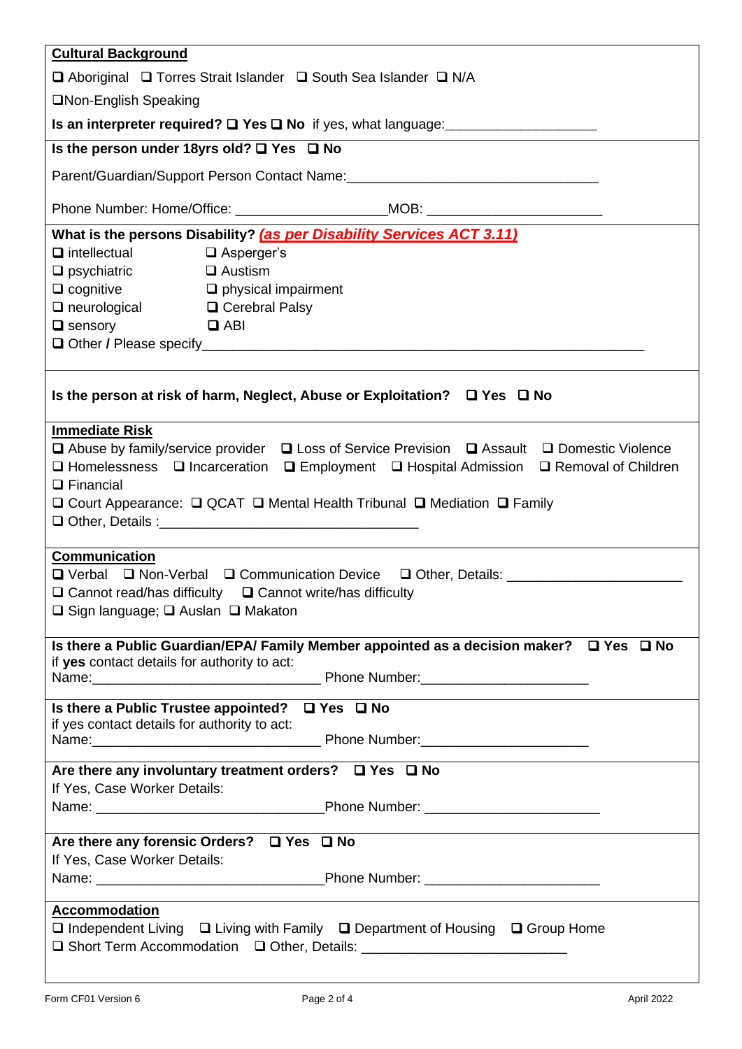**Cultural Background**

❑ Aboriginal ❑ Torres Strait Islander ❑ South Sea Islander ❑ N/A

❑Non-English Speaking

**Is an interpreter required? ❑ Yes ❑ No** if yes, what language:____________________

**Is the person under 18yrs old? ❑ Yes ❑ No**

Parent/Guardian/Support Person Contact Name:_________________________________

Phone Number: Home/Office: ____________________MOB: _______________________

**What is the persons Disability?** ***(as per Disability Services ACT 3.11)***

❑ intellectual ❑ Asperger's
❑ psychiatric ❑ Austism
❑ cognitive ❑ physical impairment
❑ neurological ❑ Cerebral Palsy
❑ sensory ❑ ABI
❑ Other **/** Please specify_____________________________________________________________

**Is the person at risk of harm, Neglect, Abuse or Exploitation? ❑ Yes ❑ No**

**Immediate Risk**

❑ Abuse by family/service provider ❑ Loss of Service Prevision ❑ Assault ❑ Domestic Violence
❑ Homelessness ❑ Incarceration ❑ Employment ❑ Hospital Admission ❑ Removal of Children
❑ Financial
❑ Court Appearance: ❑ QCAT ❑ Mental Health Tribunal ❑ Mediation ❑ Family
❑ Other, Details :___________________________________

**Communication**

❑ Verbal ❑ Non-Verbal ❑ Communication Device ❑ Other, Details: ______________________
❑ Cannot read/has difficulty ❑ Cannot write/has difficulty
❑ Sign language; ❑ Auslan ❑ Makaton

**Is there a Public Guardian/EPA/ Family Member appointed as a decision maker? ❑ Yes ❑ No**
if **yes** contact details for authority to act:
Name:______________________________ Phone Number:______________________

**Is there a Public Trustee appointed? ❑ Yes ❑ No**
if yes contact details for authority to act:
Name:______________________________ Phone Number:______________________

**Are there any involuntary treatment orders? ❑ Yes ❑ No**
If Yes, Case Worker Details:
Name: ______________________________Phone Number: ______________________

**Are there any forensic Orders? ❑ Yes ❑ No**
If Yes, Case Worker Details:
Name: ______________________________Phone Number: ______________________

**Accommodation**

❑ Independent Living ❑ Living with Family ❑ Department of Housing ❑ Group Home
❑ Short Term Accommodation ❑ Other, Details: ___________________________

Form CF01 Version 6 April 2022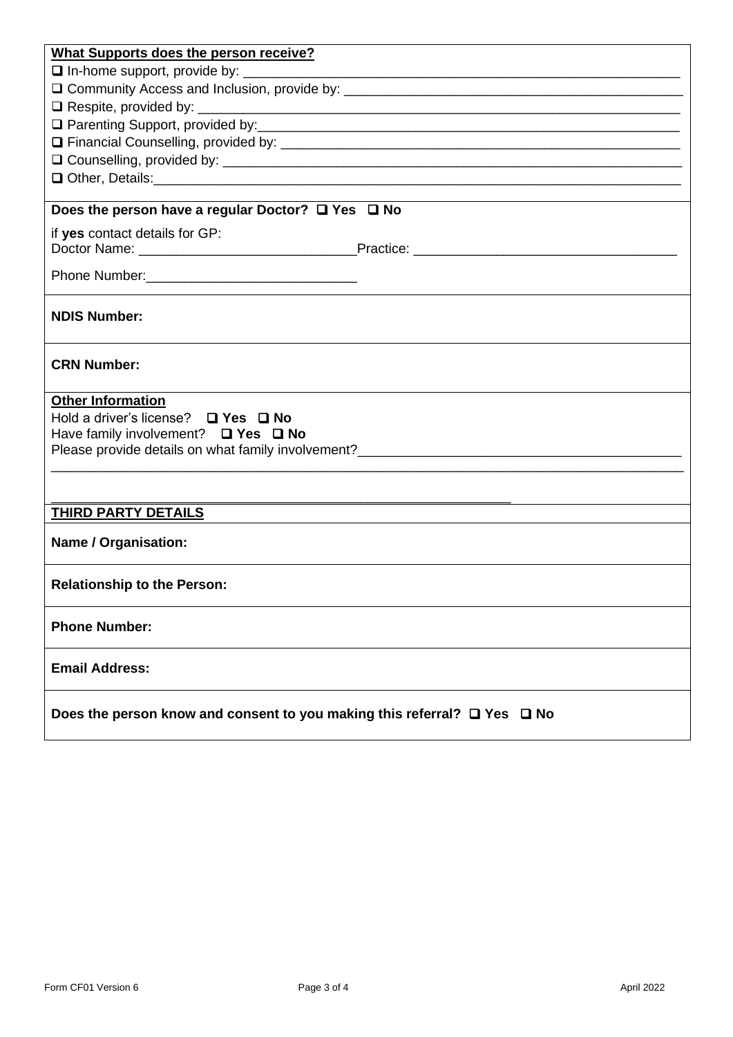**What Supports does the person receive?**

- ❑ In-home support, provide by: ____________________________________________________________
- ❑ Community Access and Inclusion, provide by: ______________________________________________
- ❑ Respite, provided by: _________________________________________________________________
- ❑ Parenting Support, provided by:_________________________________________________________
- ❑ Financial Counselling, provided by: ____________________________________________________
- ❑ Counselling, provided by: ______________________________________________________________
- ❑ Other, Details:_______________________________________________________________________

**Does the person have a regular Doctor?** ❑ **Yes** ❑ **No**

if **yes** contact details for GP:

Doctor Name: _____________________________Practice: ___________________________________

Phone Number:____________________________

**NDIS Number:**

**CRN Number:**

**Other Information**

Hold a driver's license? ❑ **Yes** ❑ **No**

Have family involvement? ❑ **Yes** ❑ **No**

Please provide details on what family involvement?__________________________________________

___________________________________________________________________________________

_______________________________________________________________

**THIRD PARTY DETAILS**

**Name / Organisation:**

**Relationship to the Person:**

**Phone Number:**

**Email Address:**

**Does the person know and consent to you making this referral?** ❑ **Yes** ❑ **No**

Form CF01 Version 6 April 2022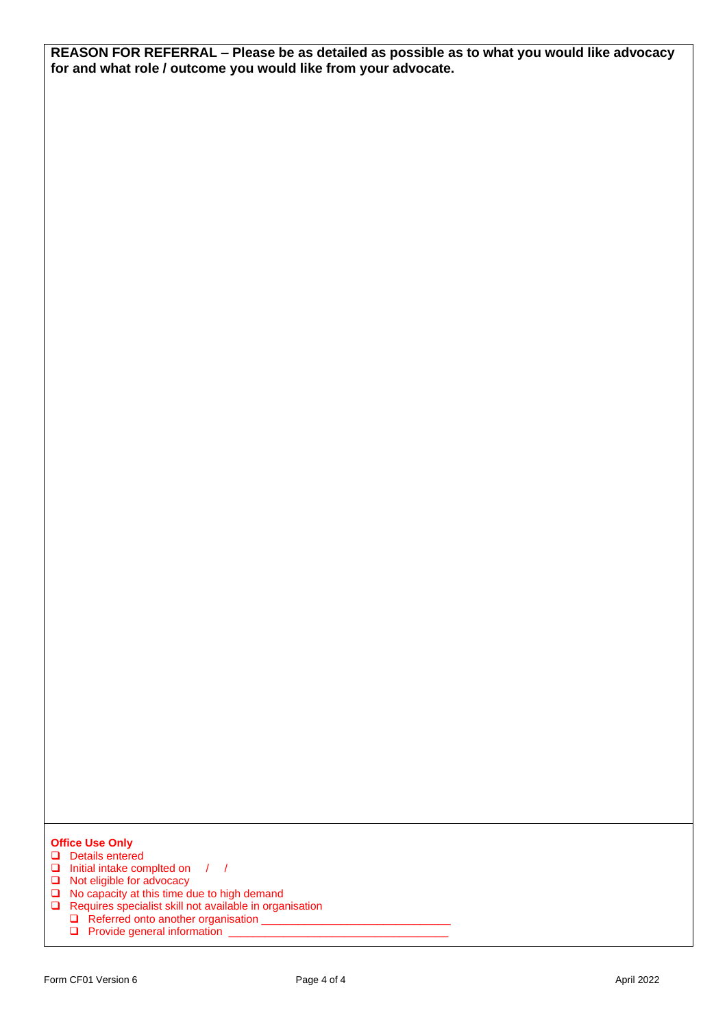**REASON FOR REFERRAL – Please be as detailed as possible as to what you would like advocacy for and what role / outcome you would like from your advocate.**

**Office Use Only**

- ❑ Details entered
- ❑ Initial intake complted on / /
- ❑ Not eligible for advocacy
- ❑ No capacity at this time due to high demand
- ❑ Requires specialist skill not available in organisation
  - ❑ Referred onto another organisation ______________________________
  - ❑ Provide general information ___________________________________

Form CF01 Version 6

April 2022